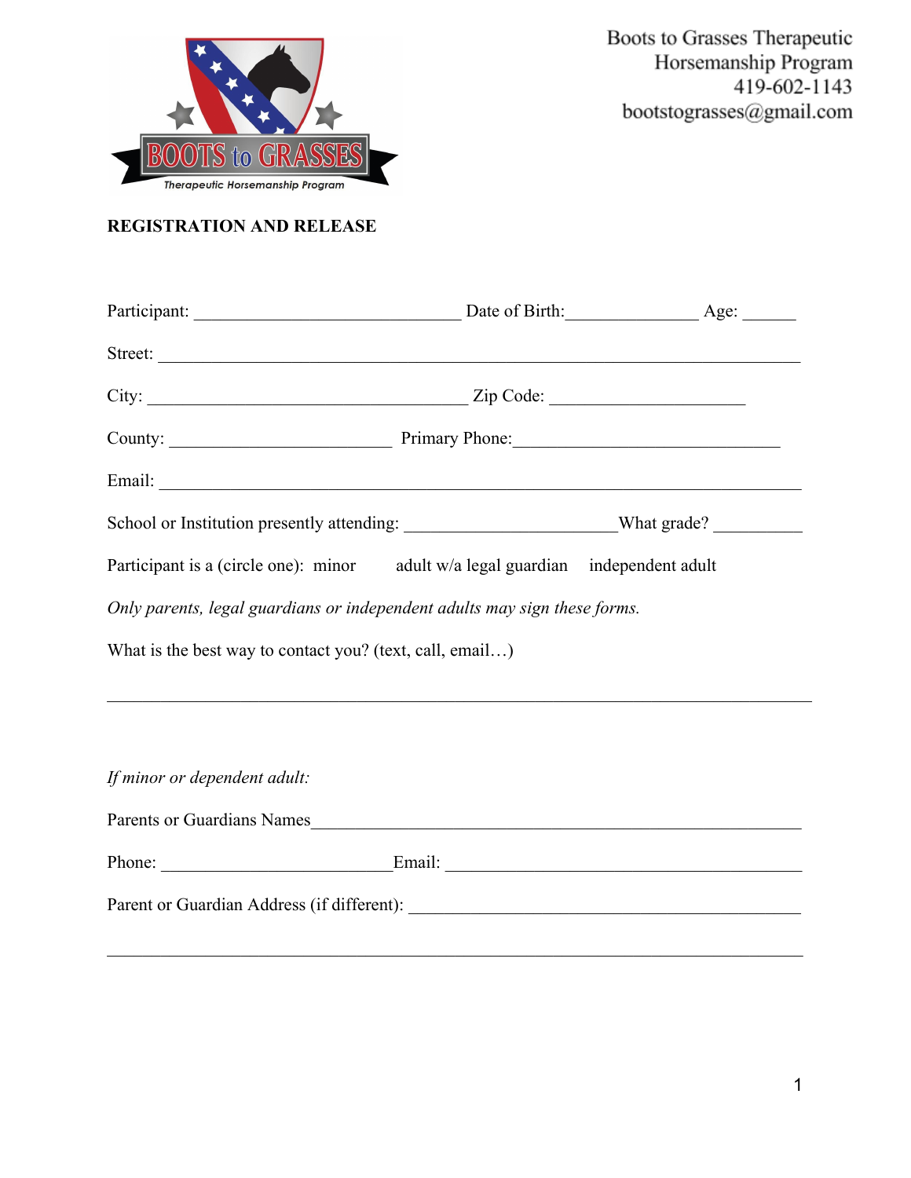Boots to Grasses Therapeutic Horsemanship Program
419-602-1143
bootstograsses@gmail.com

**REGISTRATION AND RELEASE**

Participant: ______________________________ Date of Birth:_______________ Age: ______

Street: __________________________________________________________________________

City: ____________________________________ Zip Code: ______________________

County: _________________________ Primary Phone:______________________________

Email: ___________________________________________________________________________

School or Institution presently attending: ________________________What grade? __________

Participant is a (circle one): minor adult w/a legal guardian independent adult

*Only parents, legal guardians or independent adults may sign these forms.*

What is the best way to contact you? (text, call, email…)

_________________________________________________________________________________

*If minor or dependent adult:*

Parents or Guardians Names_______________________________________________________

Phone: __________________________Email: _________________________________________

Parent or Guardian Address (if different): ____________________________________________

_________________________________________________________________________________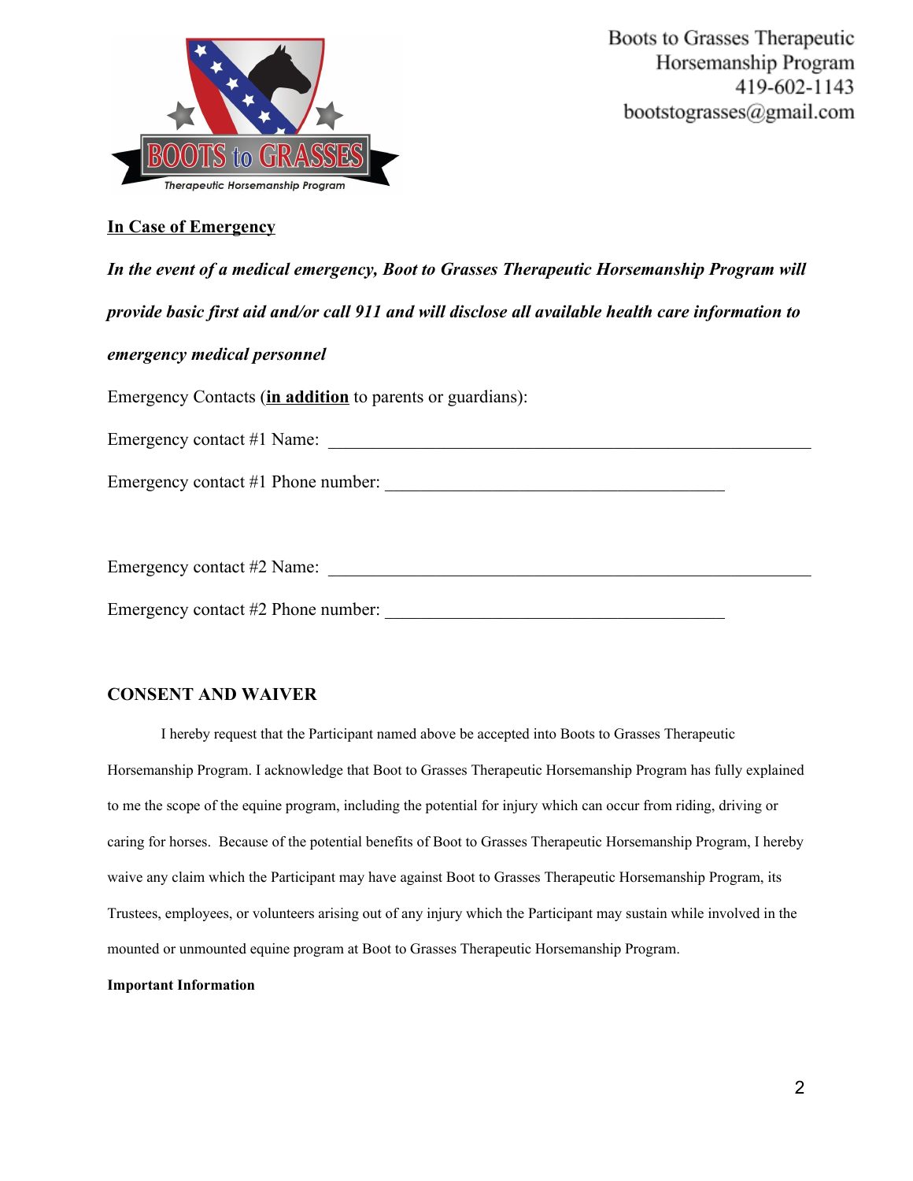Boots to Grasses Therapeutic Horsemanship Program
419-602-1143
bootstograsses@gmail.com

**In Case of Emergency**

***In the event of a medical emergency, Boot to Grasses Therapeutic Horsemanship Program will provide basic first aid and/or call 911 and will disclose all available health care information to emergency medical personnel***

Emergency Contacts (**in addition** to parents or guardians):

Emergency contact #1 Name: ________________________________________________________

Emergency contact #1 Phone number: _______________________________________

Emergency contact #2 Name: ________________________________________________________

Emergency contact #2 Phone number: _______________________________________

## CONSENT AND WAIVER

I hereby request that the Participant named above be accepted into Boots to Grasses Therapeutic Horsemanship Program. I acknowledge that Boot to Grasses Therapeutic Horsemanship Program has fully explained to me the scope of the equine program, including the potential for injury which can occur from riding, driving or caring for horses. Because of the potential benefits of Boot to Grasses Therapeutic Horsemanship Program, I hereby waive any claim which the Participant may have against Boot to Grasses Therapeutic Horsemanship Program, its Trustees, employees, or volunteers arising out of any injury which the Participant may sustain while involved in the mounted or unmounted equine program at Boot to Grasses Therapeutic Horsemanship Program.

**Important Information**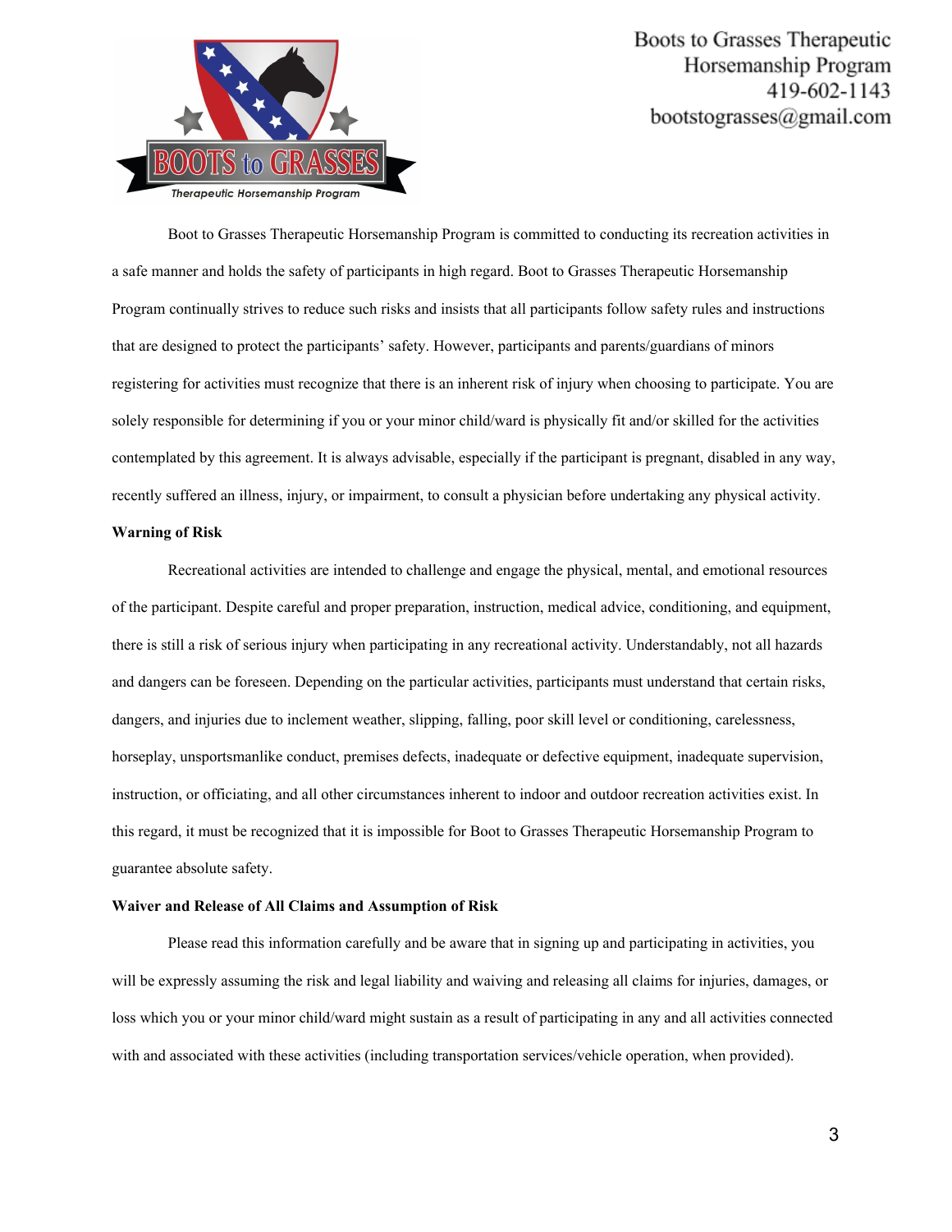Boot to Grasses Therapeutic Horsemanship Program is committed to conducting its recreation activities in a safe manner and holds the safety of participants in high regard. Boot to Grasses Therapeutic Horsemanship Program continually strives to reduce such risks and insists that all participants follow safety rules and instructions that are designed to protect the participants' safety. However, participants and parents/guardians of minors registering for activities must recognize that there is an inherent risk of injury when choosing to participate. You are solely responsible for determining if you or your minor child/ward is physically fit and/or skilled for the activities contemplated by this agreement. It is always advisable, especially if the participant is pregnant, disabled in any way, recently suffered an illness, injury, or impairment, to consult a physician before undertaking any physical activity.

**Warning of Risk**

Recreational activities are intended to challenge and engage the physical, mental, and emotional resources of the participant. Despite careful and proper preparation, instruction, medical advice, conditioning, and equipment, there is still a risk of serious injury when participating in any recreational activity. Understandably, not all hazards and dangers can be foreseen. Depending on the particular activities, participants must understand that certain risks, dangers, and injuries due to inclement weather, slipping, falling, poor skill level or conditioning, carelessness, horseplay, unsportsmanlike conduct, premises defects, inadequate or defective equipment, inadequate supervision, instruction, or officiating, and all other circumstances inherent to indoor and outdoor recreation activities exist. In this regard, it must be recognized that it is impossible for Boot to Grasses Therapeutic Horsemanship Program to guarantee absolute safety.

**Waiver and Release of All Claims and Assumption of Risk**

Please read this information carefully and be aware that in signing up and participating in activities, you will be expressly assuming the risk and legal liability and waiving and releasing all claims for injuries, damages, or loss which you or your minor child/ward might sustain as a result of participating in any and all activities connected with and associated with these activities (including transportation services/vehicle operation, when provided).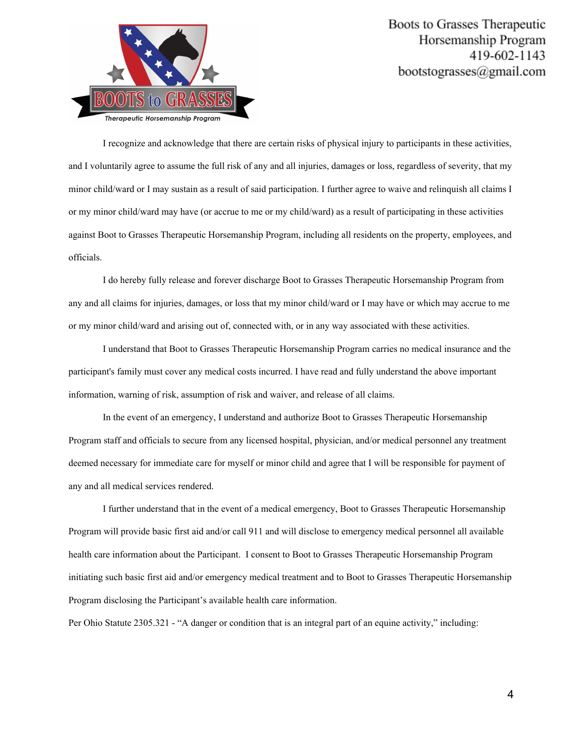I recognize and acknowledge that there are certain risks of physical injury to participants in these activities, and I voluntarily agree to assume the full risk of any and all injuries, damages or loss, regardless of severity, that my minor child/ward or I may sustain as a result of said participation. I further agree to waive and relinquish all claims I or my minor child/ward may have (or accrue to me or my child/ward) as a result of participating in these activities against Boot to Grasses Therapeutic Horsemanship Program, including all residents on the property, employees, and officials.

I do hereby fully release and forever discharge Boot to Grasses Therapeutic Horsemanship Program from any and all claims for injuries, damages, or loss that my minor child/ward or I may have or which may accrue to me or my minor child/ward and arising out of, connected with, or in any way associated with these activities.

I understand that Boot to Grasses Therapeutic Horsemanship Program carries no medical insurance and the participant's family must cover any medical costs incurred. I have read and fully understand the above important information, warning of risk, assumption of risk and waiver, and release of all claims.

In the event of an emergency, I understand and authorize Boot to Grasses Therapeutic Horsemanship Program staff and officials to secure from any licensed hospital, physician, and/or medical personnel any treatment deemed necessary for immediate care for myself or minor child and agree that I will be responsible for payment of any and all medical services rendered.

I further understand that in the event of a medical emergency, Boot to Grasses Therapeutic Horsemanship Program will provide basic first aid and/or call 911 and will disclose to emergency medical personnel all available health care information about the Participant. I consent to Boot to Grasses Therapeutic Horsemanship Program initiating such basic first aid and/or emergency medical treatment and to Boot to Grasses Therapeutic Horsemanship Program disclosing the Participant's available health care information.

Per Ohio Statute 2305.321 - "A danger or condition that is an integral part of an equine activity," including: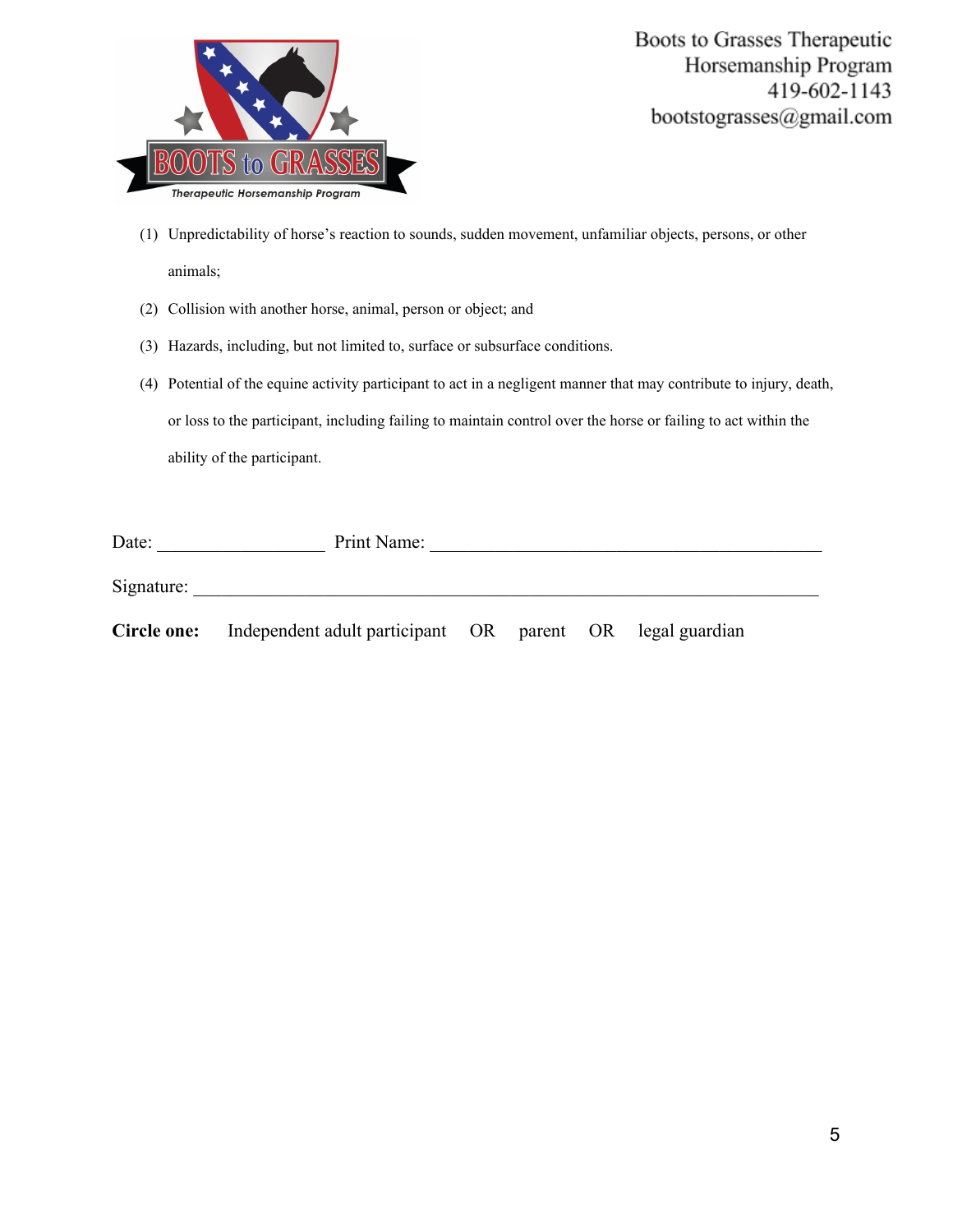(1) Unpredictability of horse's reaction to sounds, sudden movement, unfamiliar objects, persons, or other animals;

(2) Collision with another horse, animal, person or object; and

(3) Hazards, including, but not limited to, surface or subsurface conditions.

(4) Potential of the equine activity participant to act in a negligent manner that may contribute to injury, death, or loss to the participant, including failing to maintain control over the horse or failing to act within the ability of the participant.

Date: __________________ Print Name: ___________________________________________

Signature: _____________________________________________________________________

**Circle one:** Independent adult participant OR parent OR legal guardian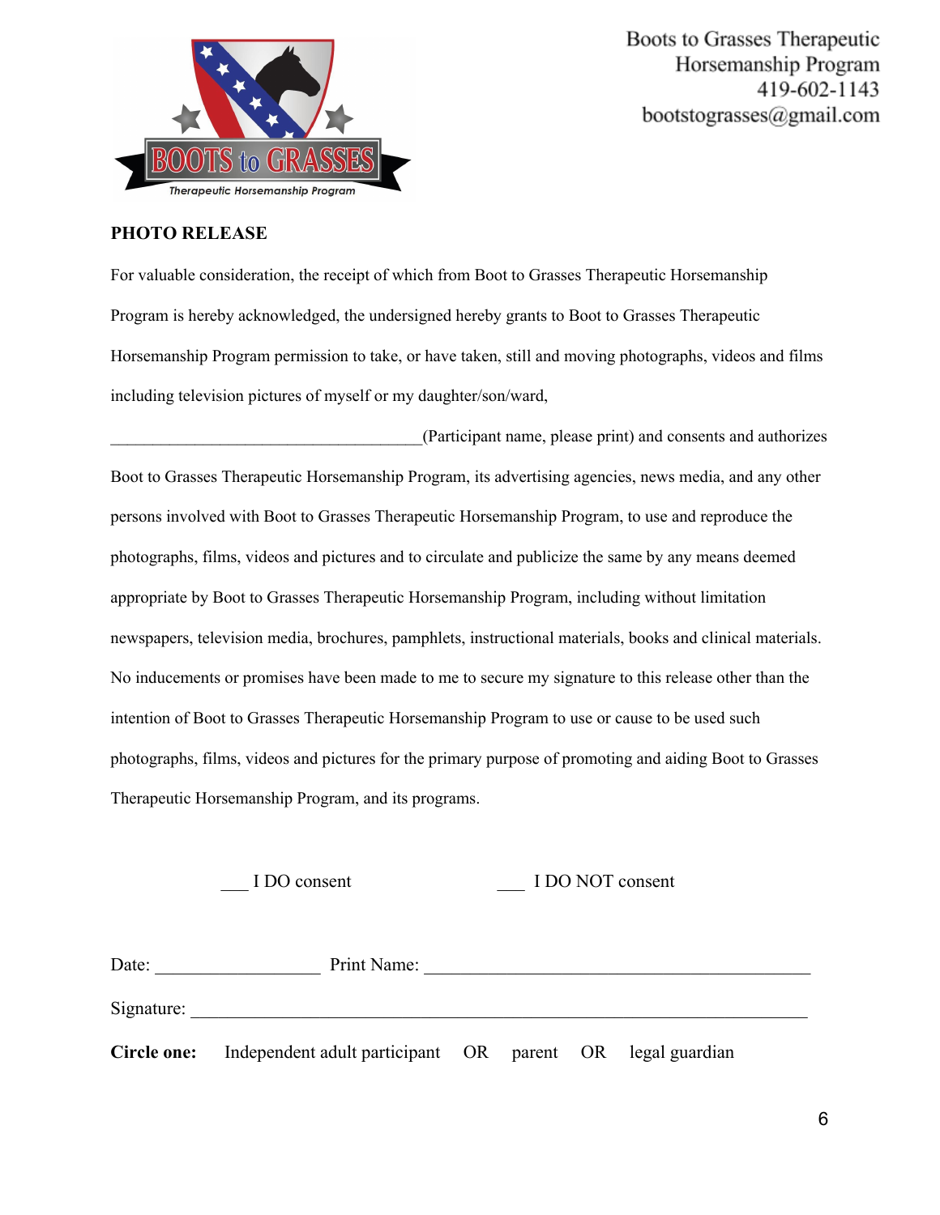Boots to Grasses Therapeutic Horsemanship Program
419-602-1143
bootstograsses@gmail.com

**PHOTO RELEASE**

For valuable consideration, the receipt of which from Boot to Grasses Therapeutic Horsemanship Program is hereby acknowledged, the undersigned hereby grants to Boot to Grasses Therapeutic Horsemanship Program permission to take, or have taken, still and moving photographs, videos and films including television pictures of myself or my daughter/son/ward,

_____________________________________(Participant name, please print) and consents and authorizes Boot to Grasses Therapeutic Horsemanship Program, its advertising agencies, news media, and any other persons involved with Boot to Grasses Therapeutic Horsemanship Program, to use and reproduce the photographs, films, videos and pictures and to circulate and publicize the same by any means deemed appropriate by Boot to Grasses Therapeutic Horsemanship Program, including without limitation newspapers, television media, brochures, pamphlets, instructional materials, books and clinical materials. No inducements or promises have been made to me to secure my signature to this release other than the intention of Boot to Grasses Therapeutic Horsemanship Program to use or cause to be used such photographs, films, videos and pictures for the primary purpose of promoting and aiding Boot to Grasses Therapeutic Horsemanship Program, and its programs.

___ I DO consent ___ I DO NOT consent

Date: __________________ Print Name: ___________________________________________

Signature: _____________________________________________________________________

**Circle one:** Independent adult participant OR parent OR legal guardian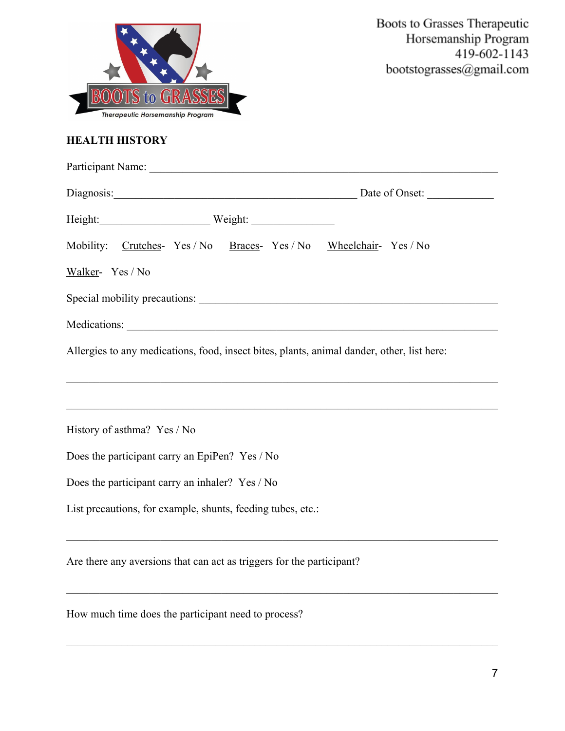Boots to Grasses Therapeutic Horsemanship Program
419-602-1143
bootstograsses@gmail.com

**HEALTH HISTORY**

Participant Name: ___________________________________________________________

Diagnosis:_____________________________________________ Date of Onset: ____________

Height:____________________ Weight: ______________

Mobility: Crutches- Yes / No Braces- Yes / No Wheelchair- Yes / No

Walker- Yes / No

Special mobility precautions: ____________________________________________________

Medications: ___________________________________________________________________

Allergies to any medications, food, insect bites, plants, animal dander, other, list here:

_______________________________________________________________________________

_______________________________________________________________________________

History of asthma? Yes / No

Does the participant carry an EpiPen? Yes / No

Does the participant carry an inhaler? Yes / No

List precautions, for example, shunts, feeding tubes, etc.:

_______________________________________________________________________________

Are there any aversions that can act as triggers for the participant?

_______________________________________________________________________________

How much time does the participant need to process?

_______________________________________________________________________________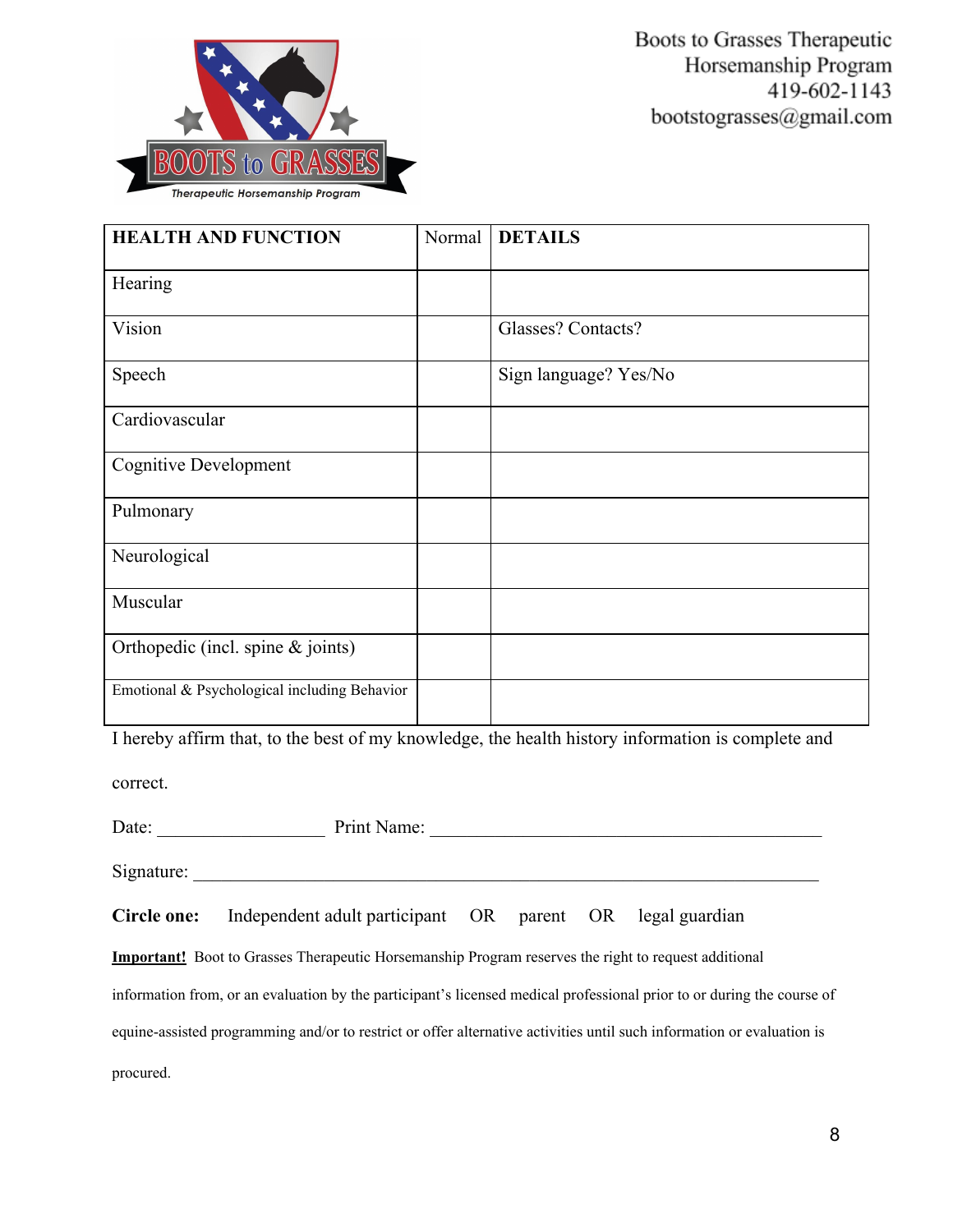Boots to Grasses Therapeutic Horsemanship Program
419-602-1143
bootstograsses@gmail.com

| **HEALTH AND FUNCTION** | Normal | **DETAILS** |
|---|---|---|
| Hearing | | |
| Vision | | Glasses? Contacts? |
| Speech | | Sign language? Yes/No |
| Cardiovascular | | |
| Cognitive Development | | |
| Pulmonary | | |
| Neurological | | |
| Muscular | | |
| Orthopedic (incl. spine & joints) | | |
| Emotional & Psychological including Behavior | | |

I hereby affirm that, to the best of my knowledge, the health history information is complete and correct.

Date: __________________ Print Name: ____________________________________________

Signature: ______________________________________________________________________

**Circle one:** Independent adult participant OR parent OR legal guardian

**Important!** Boot to Grasses Therapeutic Horsemanship Program reserves the right to request additional information from, or an evaluation by the participant's licensed medical professional prior to or during the course of equine-assisted programming and/or to restrict or offer alternative activities until such information or evaluation is procured.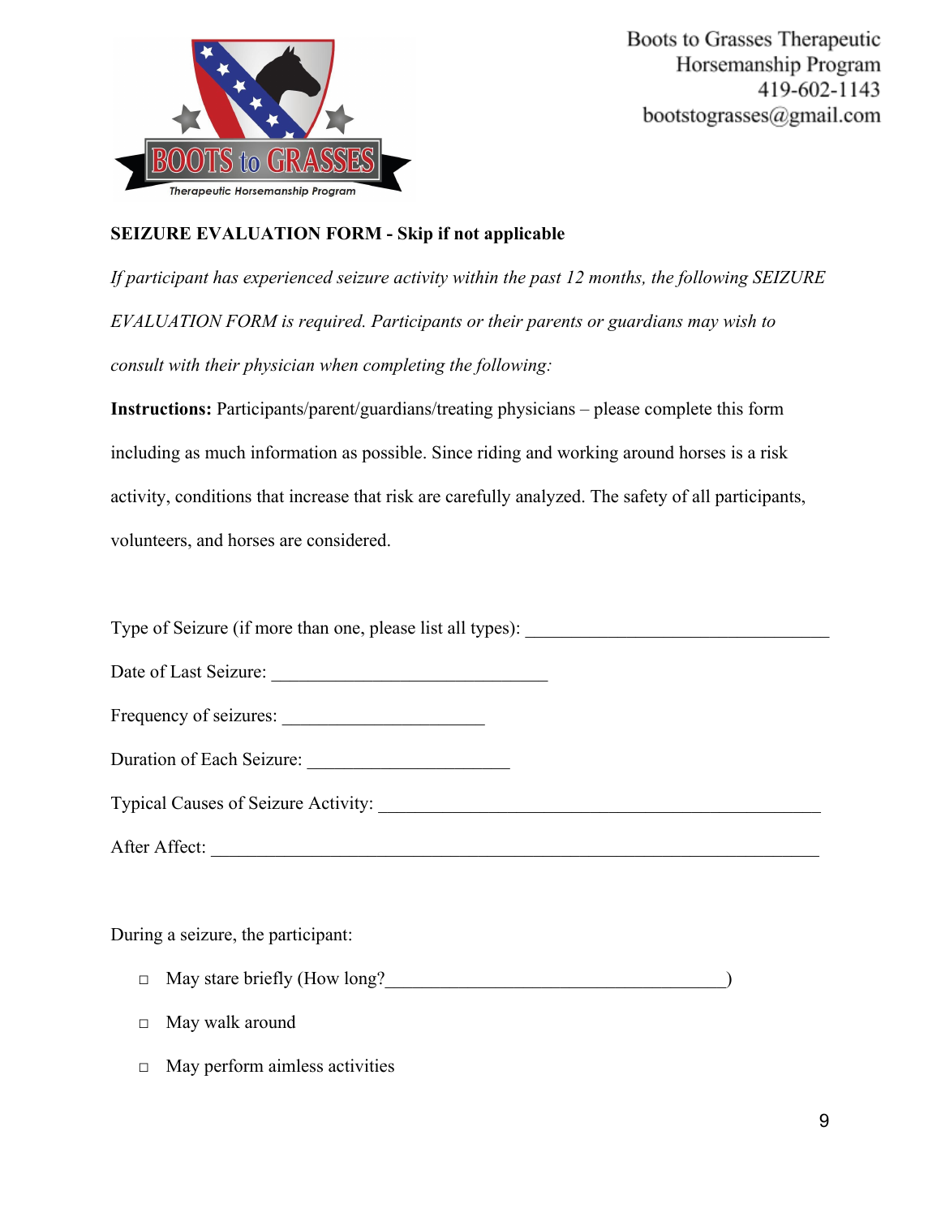Boots to Grasses Therapeutic Horsemanship Program
419-602-1143
bootstograsses@gmail.com

**SEIZURE EVALUATION FORM - Skip if not applicable**

*If participant has experienced seizure activity within the past 12 months, the following SEIZURE EVALUATION FORM is required. Participants or their parents or guardians may wish to consult with their physician when completing the following:*

**Instructions:** Participants/parent/guardians/treating physicians – please complete this form including as much information as possible. Since riding and working around horses is a risk activity, conditions that increase that risk are carefully analyzed. The safety of all participants, volunteers, and horses are considered.

Type of Seizure (if more than one, please list all types): ________________________________

Date of Last Seizure: ______________________________

Frequency of seizures: ______________________

Duration of Each Seizure: ______________________

Typical Causes of Seizure Activity: ________________________________________________

After Affect: ___________________________________________________________________

During a seizure, the participant:

- □ May stare briefly (How long?_____________________________________)
- □ May walk around
- □ May perform aimless activities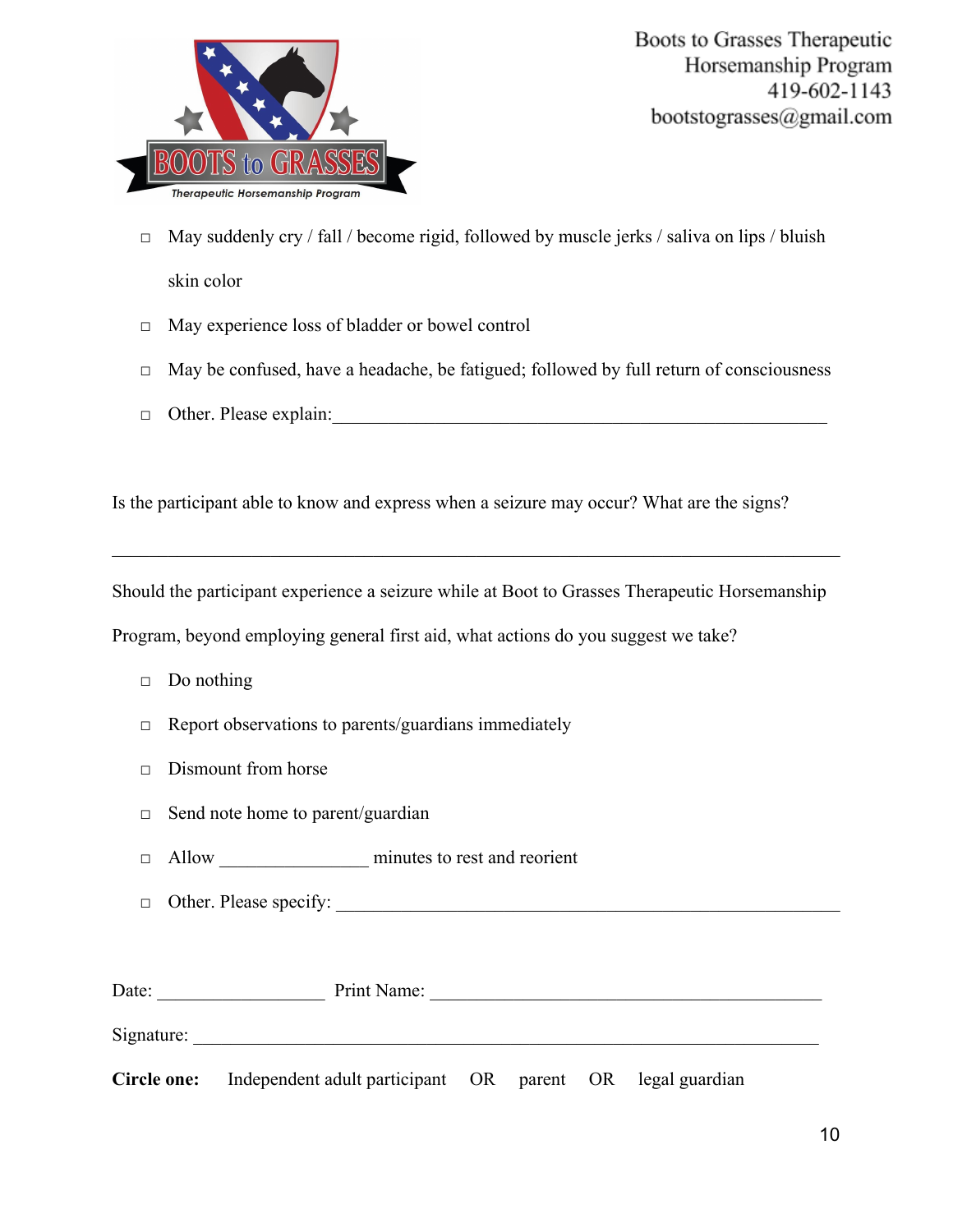Boots to Grasses Therapeutic Horsemanship Program
419-602-1143
bootstograsses@gmail.com

- ☐ May suddenly cry / fall / become rigid, followed by muscle jerks / saliva on lips / bluish skin color
- ☐ May experience loss of bladder or bowel control
- ☐ May be confused, have a headache, be fatigued; followed by full return of consciousness
- ☐ Other. Please explain:________________________________________________________

Is the participant able to know and express when a seizure may occur? What are the signs?

_______________________________________________________________________________

Should the participant experience a seizure while at Boot to Grasses Therapeutic Horsemanship Program, beyond employing general first aid, what actions do you suggest we take?

- ☐ Do nothing
- ☐ Report observations to parents/guardians immediately
- ☐ Dismount from horse
- ☐ Send note home to parent/guardian
- ☐ Allow ________________ minutes to rest and reorient
- ☐ Other. Please specify: ________________________________________________________

Date: __________________ Print Name: ___________________________________________

Signature: _______________________________________________________________________

**Circle one:** Independent adult participant OR parent OR legal guardian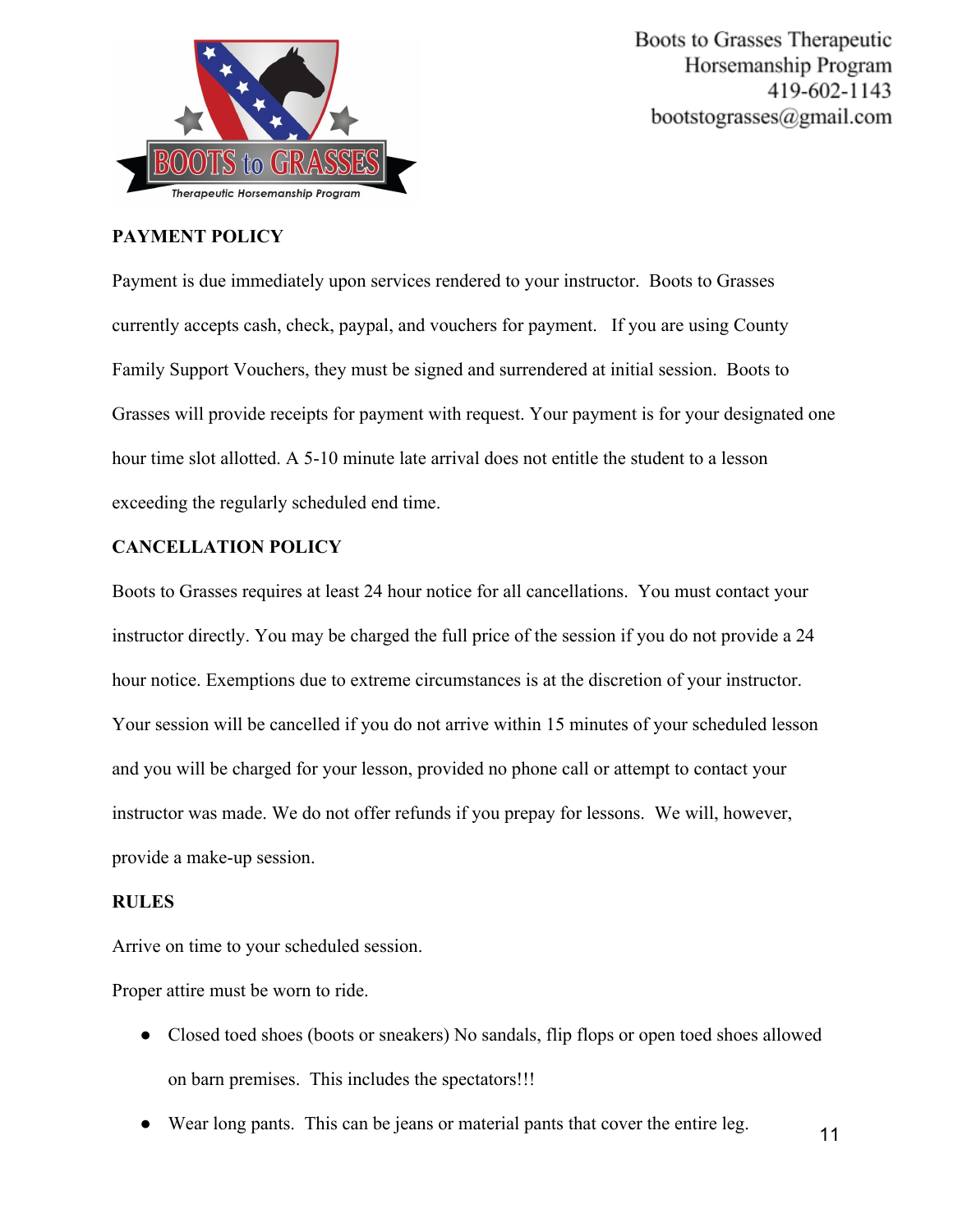**PAYMENT POLICY**

Payment is due immediately upon services rendered to your instructor. Boots to Grasses currently accepts cash, check, paypal, and vouchers for payment. If you are using County Family Support Vouchers, they must be signed and surrendered at initial session. Boots to Grasses will provide receipts for payment with request. Your payment is for your designated one hour time slot allotted. A 5-10 minute late arrival does not entitle the student to a lesson exceeding the regularly scheduled end time.

**CANCELLATION POLICY**

Boots to Grasses requires at least 24 hour notice for all cancellations. You must contact your instructor directly. You may be charged the full price of the session if you do not provide a 24 hour notice. Exemptions due to extreme circumstances is at the discretion of your instructor. Your session will be cancelled if you do not arrive within 15 minutes of your scheduled lesson and you will be charged for your lesson, provided no phone call or attempt to contact your instructor was made. We do not offer refunds if you prepay for lessons. We will, however, provide a make-up session.

**RULES**

Arrive on time to your scheduled session.

Proper attire must be worn to ride.

- Closed toed shoes (boots or sneakers) No sandals, flip flops or open toed shoes allowed on barn premises. This includes the spectators!!!
- Wear long pants. This can be jeans or material pants that cover the entire leg.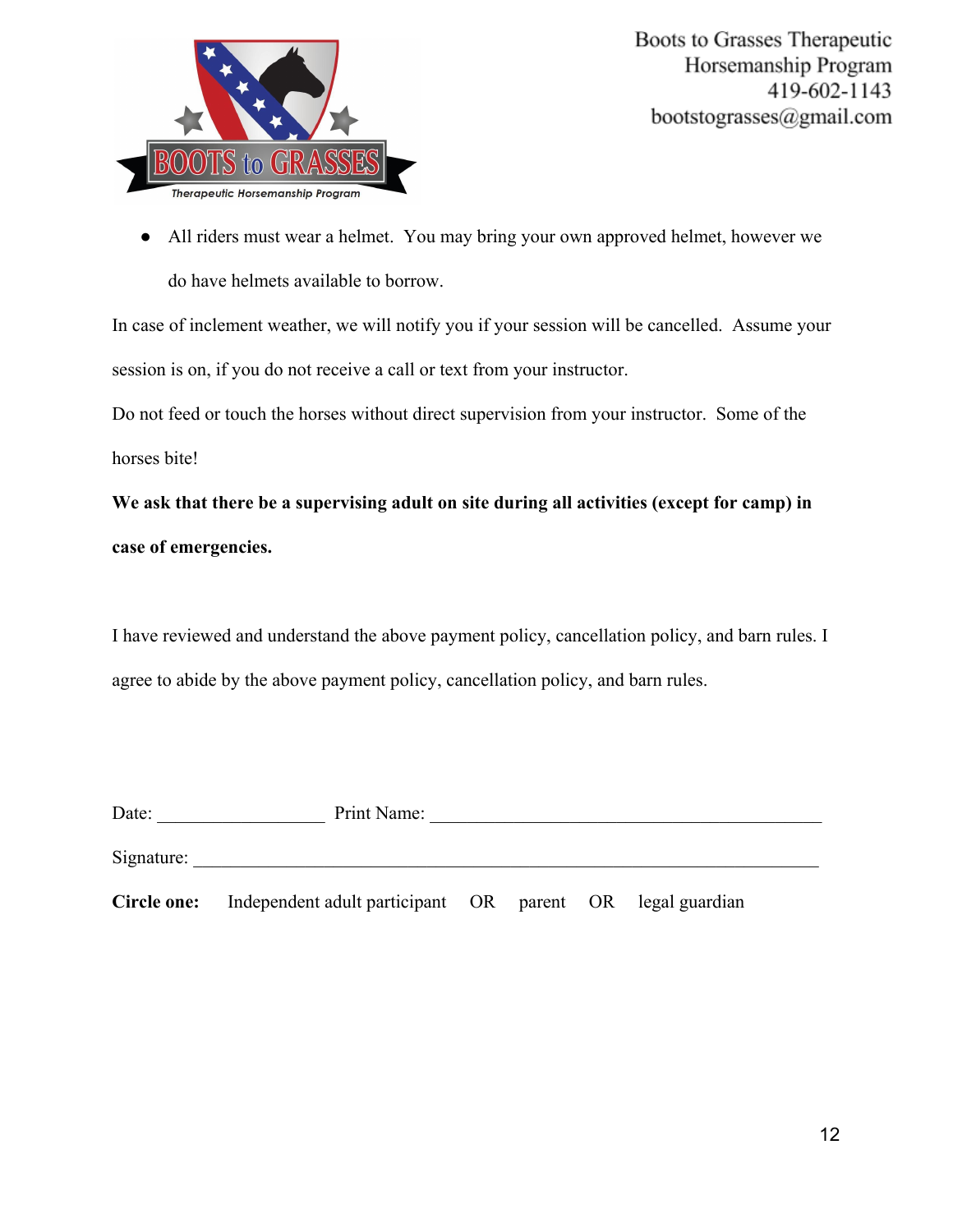Boots to Grasses Therapeutic Horsemanship Program
419-602-1143
bootstograsses@gmail.com

- All riders must wear a helmet. You may bring your own approved helmet, however we do have helmets available to borrow.

In case of inclement weather, we will notify you if your session will be cancelled. Assume your session is on, if you do not receive a call or text from your instructor.

Do not feed or touch the horses without direct supervision from your instructor. Some of the horses bite!

**We ask that there be a supervising adult on site during all activities (except for camp) in case of emergencies.**

I have reviewed and understand the above payment policy, cancellation policy, and barn rules. I agree to abide by the above payment policy, cancellation policy, and barn rules.

Date: __________________ Print Name: ___________________________________________

Signature: _____________________________________________________________________

**Circle one:** Independent adult participant OR parent OR legal guardian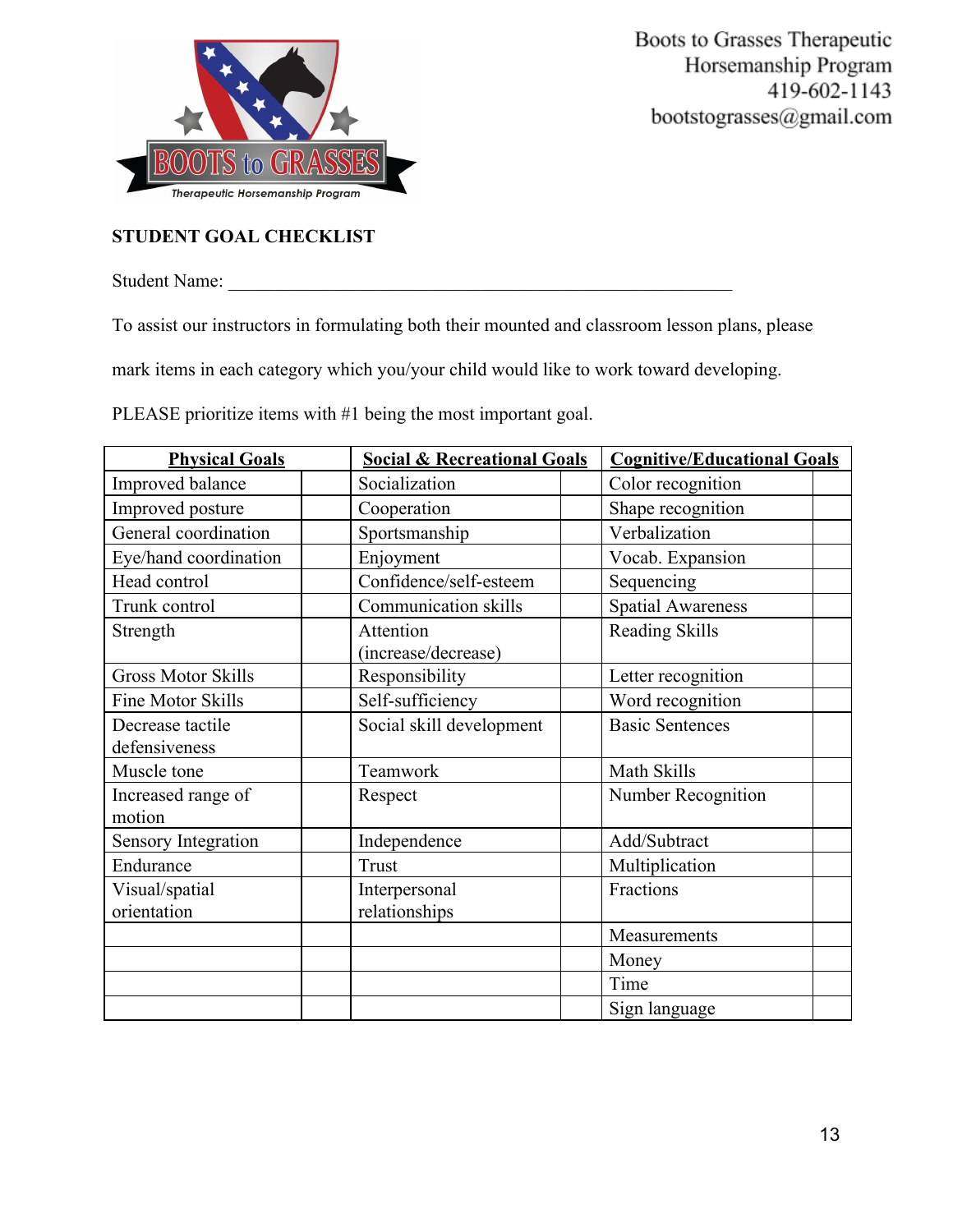Boots to Grasses Therapeutic Horsemanship Program
419-602-1143
bootstograsses@gmail.com

**STUDENT GOAL CHECKLIST**

Student Name: ___________________________________________________________

To assist our instructors in formulating both their mounted and classroom lesson plans, please mark items in each category which you/your child would like to work toward developing.

PLEASE prioritize items with #1 being the most important goal.

| **Physical Goals** | | **Social & Recreational Goals** | | **Cognitive/Educational Goals** | |
|---|---|---|---|---|---|
| Improved balance | | Socialization | | Color recognition | |
| Improved posture | | Cooperation | | Shape recognition | |
| General coordination | | Sportsmanship | | Verbalization | |
| Eye/hand coordination | | Enjoyment | | Vocab. Expansion | |
| Head control | | Confidence/self-esteem | | Sequencing | |
| Trunk control | | Communication skills | | Spatial Awareness | |
| Strength | | Attention (increase/decrease) | | Reading Skills | |
| Gross Motor Skills | | Responsibility | | Letter recognition | |
| Fine Motor Skills | | Self-sufficiency | | Word recognition | |
| Decrease tactile defensiveness | | Social skill development | | Basic Sentences | |
| Muscle tone | | Teamwork | | Math Skills | |
| Increased range of motion | | Respect | | Number Recognition | |
| Sensory Integration | | Independence | | Add/Subtract | |
| Endurance | | Trust | | Multiplication | |
| Visual/spatial orientation | | Interpersonal relationships | | Fractions | |
| | | | | Measurements | |
| | | | | Money | |
| | | | | Time | |
| | | | | Sign language | |